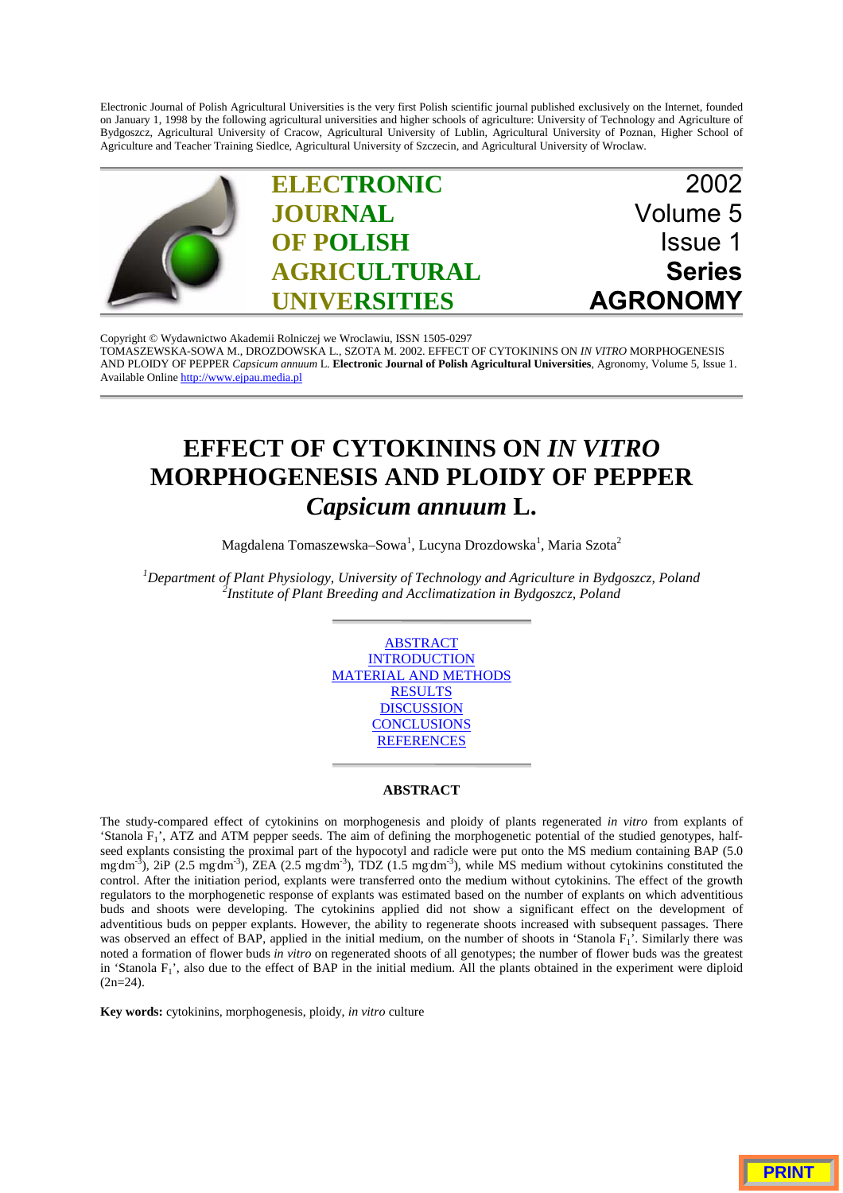Electronic Journal of Polish Agricultural Universities is the very first Polish scientific journal published exclusively on the Internet, founded on January 1, 1998 by the following agricultural universities and higher schools of agriculture: University of Technology and Agriculture of Bydgoszcz, Agricultural University of Cracow, Agricultural University of Lublin, Agricultural University of Poznan, Higher School of Agriculture and Teacher Training Siedlce, Agricultural University of Szczecin, and Agricultural University of Wroclaw.

**ELECTRONIC JOURNAL OF POLISH AGRICULTURAL UNIVERSITIES**

2002
Volume 5
Issue 1
**Series AGRONOMY**

Copyright © Wydawnictwo Akademii Rolniczej we Wroclawiu, ISSN 1505-0297
TOMASZEWSKA-SOWA M., DROZDOWSKA L., SZOTA M. 2002. EFFECT OF CYTOKININS ON *IN VITRO* MORPHOGENESIS AND PLOIDY OF PEPPER *Capsicum annuum* L. **Electronic Journal of Polish Agricultural Universities**, Agronomy, Volume 5, Issue 1.
Available Online http://www.ejpau.media.pl

# EFFECT OF CYTOKININS ON *IN VITRO* MORPHOGENESIS AND PLOIDY OF PEPPER *Capsicum annuum* L.

Magdalena Tomaszewska–Sowa[1], Lucyna Drozdowska[1], Maria Szota[2]

[1]*Department of Plant Physiology, University of Technology and Agriculture in Bydgoszcz, Poland*
[2]*Institute of Plant Breeding and Acclimatization in Bydgoszcz, Poland*

ABSTRACT
INTRODUCTION
MATERIAL AND METHODS
RESULTS
DISCUSSION
CONCLUSIONS
REFERENCES

## ABSTRACT

The study-compared effect of cytokinins on morphogenesis and ploidy of plants regenerated *in vitro* from explants of 'Stanola $F_1$', ATZ and ATM pepper seeds. The aim of defining the morphogenetic potential of the studied genotypes, half-seed explants consisting the proximal part of the hypocotyl and radicle were put onto the MS medium containing BAP (5.0 $mg \cdot dm^{-3}$), 2iP (2.5 $mg \cdot dm^{-3}$), ZEA (2.5 $mg \cdot dm^{-3}$), TDZ (1.5 $mg \cdot dm^{-3}$), while MS medium without cytokinins constituted the control. After the initiation period, explants were transferred onto the medium without cytokinins. The effect of the growth regulators to the morphogenetic response of explants was estimated based on the number of explants on which adventitious buds and shoots were developing. The cytokinins applied did not show a significant effect on the development of adventitious buds on pepper explants. However, the ability to regenerate shoots increased with subsequent passages. There was observed an effect of BAP, applied in the initial medium, on the number of shoots in 'Stanola $F_1$'. Similarly there was noted a formation of flower buds *in vitro* on regenerated shoots of all genotypes; the number of flower buds was the greatest in 'Stanola $F_1$', also due to the effect of BAP in the initial medium. All the plants obtained in the experiment were diploid (2n=24).

**Key words:** cytokinins, morphogenesis, ploidy, *in vitro* culture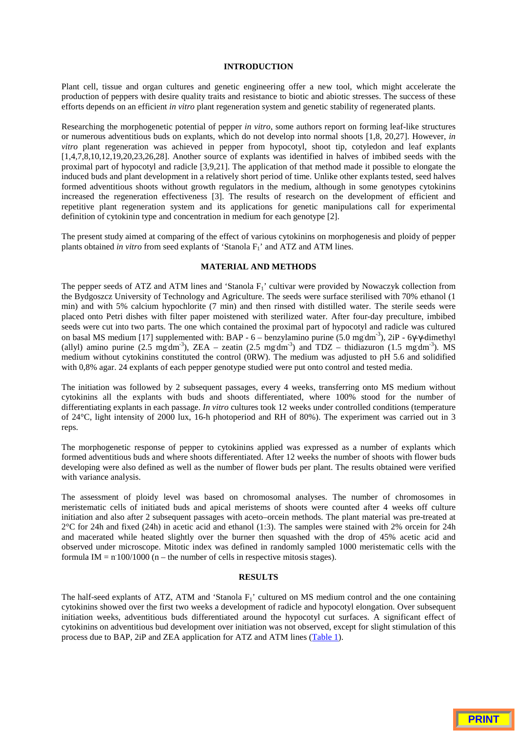## INTRODUCTION

Plant cell, tissue and organ cultures and genetic engineering offer a new tool, which might accelerate the production of peppers with desire quality traits and resistance to biotic and abiotic stresses. The success of these efforts depends on an efficient *in vitro* plant regeneration system and genetic stability of regenerated plants.

Researching the morphogenetic potential of pepper *in vitro*, some authors report on forming leaf-like structures or numerous adventitious buds on explants, which do not develop into normal shoots [1,8, 20,27]. However, *in vitro* plant regeneration was achieved in pepper from hypocotyl, shoot tip, cotyledon and leaf explants [1,4,7,8,10,12,19,20,23,26,28]. Another source of explants was identified in halves of imbibed seeds with the proximal part of hypocotyl and radicle [3,9,21]. The application of that method made it possible to elongate the induced buds and plant development in a relatively short period of time. Unlike other explants tested, seed halves formed adventitious shoots without growth regulators in the medium, although in some genotypes cytokinins increased the regeneration effectiveness [3]. The results of research on the development of efficient and repetitive plant regeneration system and its applications for genetic manipulations call for experimental definition of cytokinin type and concentration in medium for each genotype [2].

The present study aimed at comparing of the effect of various cytokinins on morphogenesis and ploidy of pepper plants obtained *in vitro* from seed explants of 'Stanola $F_1$' and ATZ and ATM lines.

## MATERIAL AND METHODS

The pepper seeds of ATZ and ATM lines and 'Stanola $F_1$' cultivar were provided by Nowaczyk collection from the Bydgoszcz University of Technology and Agriculture. The seeds were surface sterilised with 70% ethanol (1 min) and with 5% calcium hypochlorite (7 min) and then rinsed with distilled water. The sterile seeds were placed onto Petri dishes with filter paper moistened with sterilized water. After four-day preculture, imbibed seeds were cut into two parts. The one which contained the proximal part of hypocotyl and radicle was cultured on basal MS medium [17] supplemented with: BAP - 6 – benzylamino purine (5.0 $mg \cdot dm^{-3}$), 2iP - 6γ-γ-dimethyl (allyl) amino purine (2.5 $mg \cdot dm^{-3}$), ZEA – zeatin (2.5 $mg \cdot dm^{-3}$) and TDZ – thidiazuron (1.5 $mg \cdot dm^{-3}$). MS medium without cytokinins constituted the control (0RW). The medium was adjusted to pH 5.6 and solidified with 0,8% agar. 24 explants of each pepper genotype studied were put onto control and tested media.

The initiation was followed by 2 subsequent passages, every 4 weeks, transferring onto MS medium without cytokinins all the explants with buds and shoots differentiated, where 100% stood for the number of differentiating explants in each passage. *In vitro* cultures took 12 weeks under controlled conditions (temperature of 24°C, light intensity of 2000 lux, 16-h photoperiod and RH of 80%). The experiment was carried out in 3 reps.

The morphogenetic response of pepper to cytokinins applied was expressed as a number of explants which formed adventitious buds and where shoots differentiated. After 12 weeks the number of shoots with flower buds developing were also defined as well as the number of flower buds per plant. The results obtained were verified with variance analysis.

The assessment of ploidy level was based on chromosomal analyses. The number of chromosomes in meristematic cells of initiated buds and apical meristems of shoots were counted after 4 weeks off culture initiation and also after 2 subsequent passages with aceto–orcein methods. The plant material was pre-treated at 2°C for 24h and fixed (24h) in acetic acid and ethanol (1:3). The samples were stained with 2% orcein for 24h and macerated while heated slightly over the burner then squashed with the drop of 45% acetic acid and observed under microscope. Mitotic index was defined in randomly sampled 1000 meristematic cells with the formula $IM = n \cdot 100/1000$ (n – the number of cells in respective mitosis stages).

## RESULTS

The half-seed explants of ATZ, ATM and 'Stanola $F_1$' cultured on MS medium control and the one containing cytokinins showed over the first two weeks a development of radicle and hypocotyl elongation. Over subsequent initiation weeks, adventitious buds differentiated around the hypocotyl cut surfaces. A significant effect of cytokinins on adventitious bud development over initiation was not observed, except for slight stimulation of this process due to BAP, 2iP and ZEA application for ATZ and ATM lines (Table 1).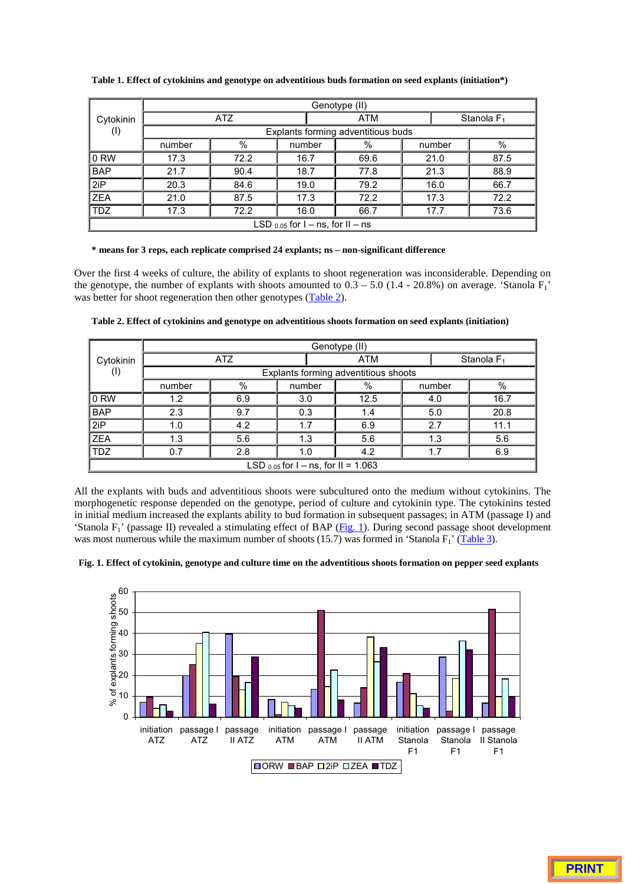**Table 1. Effect of cytokinins and genotype on adventitious buds formation on seed explants (initiation*)**

| Cytokinin (I) | Genotype (II) | | | | | |
|---|---|---|---|---|---|---|
| | ATZ | | ATM | | Stanola $F_1$ | |
| | Explants forming adventitious buds | | | | | |
| | number | % | number | % | number | % |
| 0 RW | 17.3 | 72.2 | 16.7 | 69.6 | 21.0 | 87.5 |
| BAP | 21.7 | 90.4 | 18.7 | 77.8 | 21.3 | 88.9 |
| 2iP | 20.3 | 84.6 | 19.0 | 79.2 | 16.0 | 66.7 |
| ZEA | 21.0 | 87.5 | 17.3 | 72.2 | 17.3 | 72.2 |
| TDZ | 17.3 | 72.2 | 16.0 | 66.7 | 17.7 | 73.6 |
| LSD $_{0.05}$ for I – ns, for II – ns | | | | | | |

**\* means for 3 reps, each replicate comprised 24 explants; ns – non-significant difference**

Over the first 4 weeks of culture, the ability of explants to shoot regeneration was inconsiderable. Depending on the genotype, the number of explants with shoots amounted to 0.3 – 5.0 (1.4 - 20.8%) on average. 'Stanola $F_1$' was better for shoot regeneration then other genotypes (Table 2).

**Table 2. Effect of cytokinins and genotype on adventitious shoots formation on seed explants (initiation)**

| Cytokinin (I) | Genotype (II) | | | | | |
|---|---|---|---|---|---|---|
| | ATZ | | ATM | | Stanola $F_1$ | |
| | Explants forming adventitious shoots | | | | | |
| | number | % | number | % | number | % |
| 0 RW | 1.2 | 6.9 | 3.0 | 12.5 | 4.0 | 16.7 |
| BAP | 2.3 | 9.7 | 0.3 | 1.4 | 5.0 | 20.8 |
| 2iP | 1.0 | 4.2 | 1.7 | 6.9 | 2.7 | 11.1 |
| ZEA | 1.3 | 5.6 | 1.3 | 5.6 | 1.3 | 5.6 |
| TDZ | 0.7 | 2.8 | 1.0 | 4.2 | 1.7 | 6.9 |
| LSD $_{0.05}$ for I – ns, for II = 1.063 | | | | | | |

All the explants with buds and adventitious shoots were subcultured onto the medium without cytokinins. The morphogenetic response depended on the genotype, period of culture and cytokinin type. The cytokinins tested in initial medium increased the explants ability to bud formation in subsequent passages; in ATM (passage I) and 'Stanola $F_1$' (passage II) revealed a stimulating effect of BAP (Fig. 1). During second passage shoot development was most numerous while the maximum number of shoots (15.7) was formed in 'Stanola $F_1$' (Table 3).

**Fig. 1. Effect of cytokinin, genotype and culture time on the adventitious shoots formation on pepper seed explants**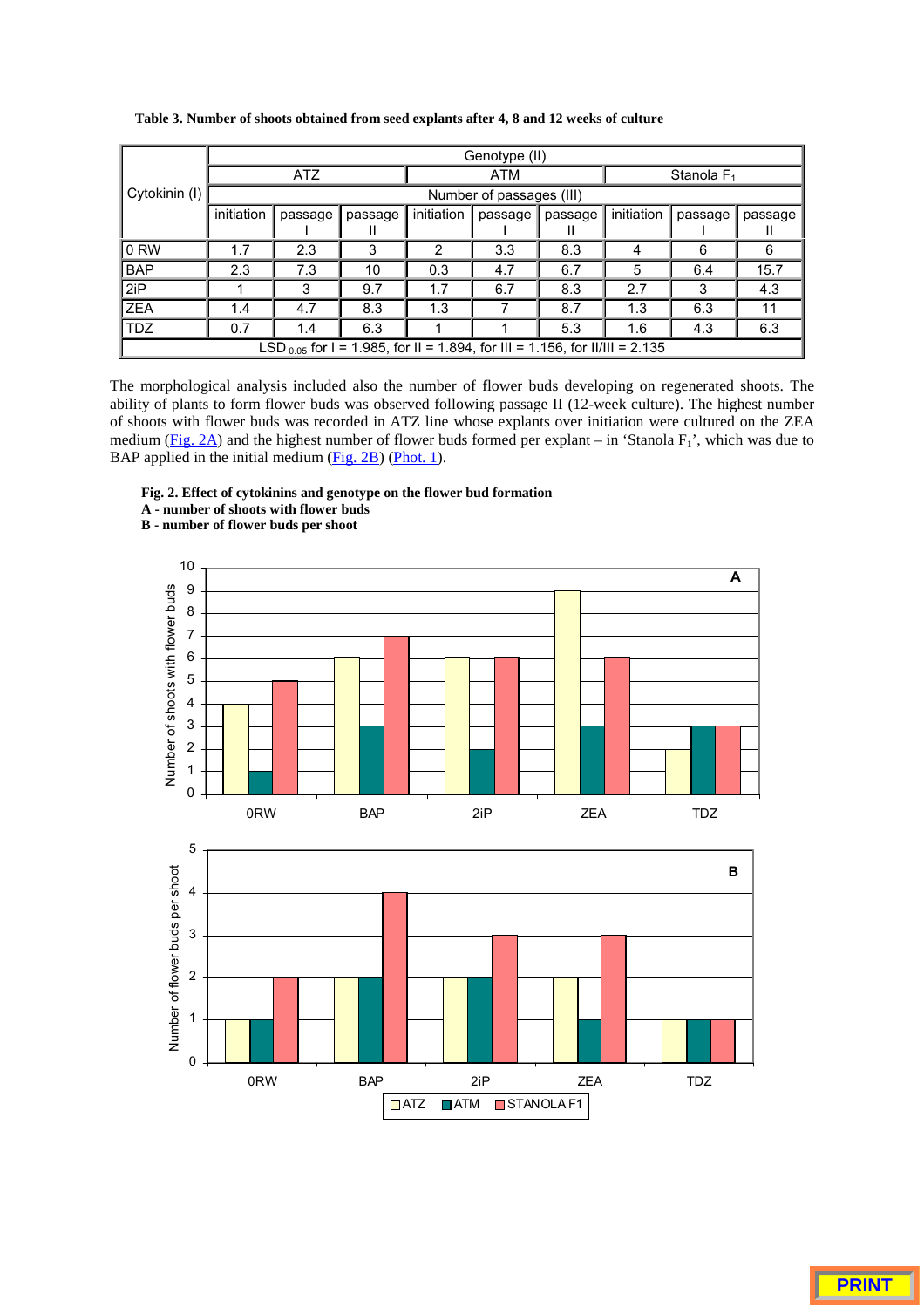**Table 3. Number of shoots obtained from seed explants after 4, 8 and 12 weeks of culture**

| Cytokinin (I) | Genotype (II) | | | | | | | | |
|---|---|---|---|---|---|---|---|---|---|
| | ATZ | | | ATM | | | Stanola $F_1$ | | |
| | Number of passages (III) | | | | | | | | |
| | initiation | passage I | passage II | initiation | passage I | passage II | initiation | passage I | passage II |
| 0 RW | 1.7 | 2.3 | 3 | 2 | 3.3 | 8.3 | 4 | 6 | 6 |
| BAP | 2.3 | 7.3 | 10 | 0.3 | 4.7 | 6.7 | 5 | 6.4 | 15.7 |
| 2iP | 1 | 3 | 9.7 | 1.7 | 6.7 | 8.3 | 2.7 | 3 | 4.3 |
| ZEA | 1.4 | 4.7 | 8.3 | 1.3 | 7 | 8.7 | 1.3 | 6.3 | 11 |
| TDZ | 0.7 | 1.4 | 6.3 | 1 | 1 | 5.3 | 1.6 | 4.3 | 6.3 |
| $LSD_{0.05}$ for I = 1.985, for II = 1.894, for III = 1.156, for II/III = 2.135 | | | | | | | | | |

The morphological analysis included also the number of flower buds developing on regenerated shoots. The ability of plants to form flower buds was observed following passage II (12-week culture). The highest number of shoots with flower buds was recorded in ATZ line whose explants over initiation were cultured on the ZEA medium (Fig. 2A) and the highest number of flower buds formed per explant – in 'Stanola $F_1$', which was due to BAP applied in the initial medium (Fig. 2B) (Phot. 1).

**Fig. 2. Effect of cytokinins and genotype on the flower bud formation**
**A - number of shoots with flower buds**
**B - number of flower buds per shoot**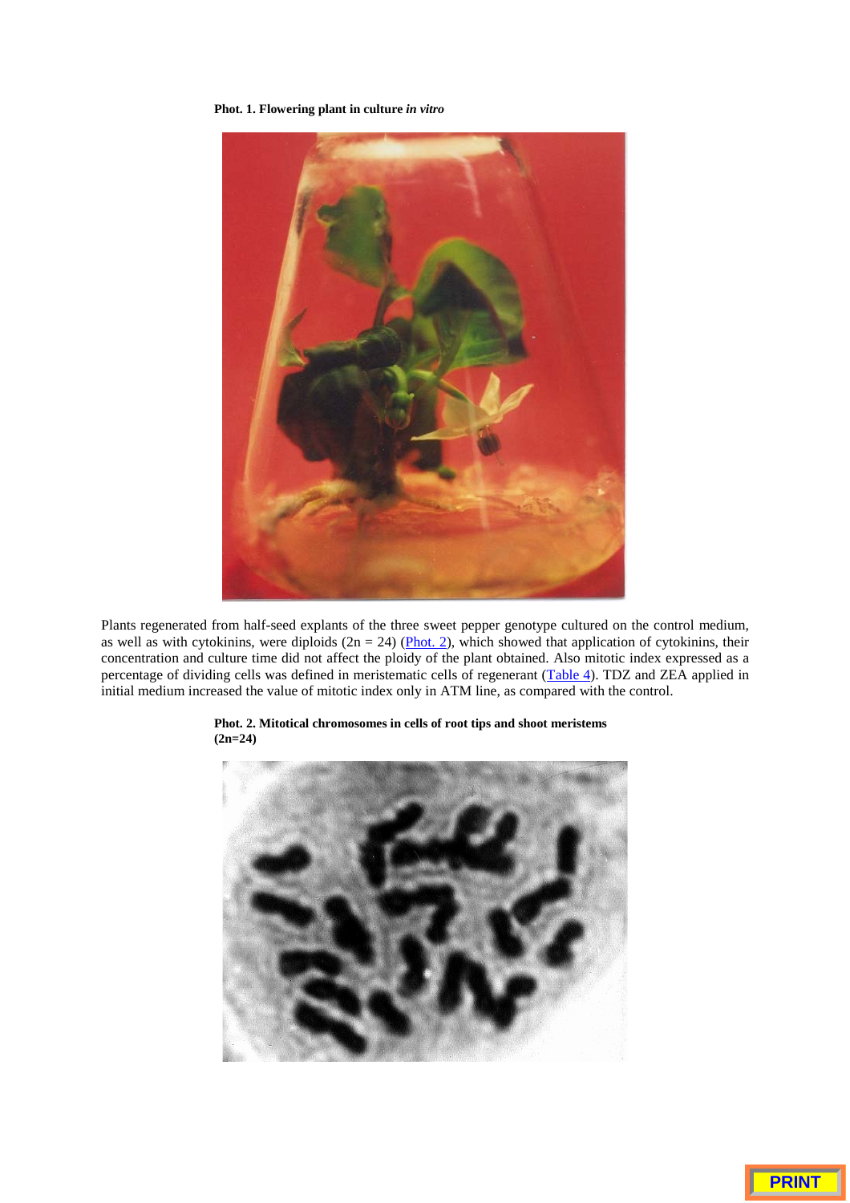**Phot. 1. Flowering plant in culture *in vitro***

Plants regenerated from half-seed explants of the three sweet pepper genotype cultured on the control medium, as well as with cytokinins, were diploids (2n = 24) (Phot. 2), which showed that application of cytokinins, their concentration and culture time did not affect the ploidy of the plant obtained. Also mitotic index expressed as a percentage of dividing cells was defined in meristematic cells of regenerant (Table 4). TDZ and ZEA applied in initial medium increased the value of mitotic index only in ATM line, as compared with the control.

**Phot. 2. Mitotical chromosomes in cells of root tips and shoot meristems (2n=24)**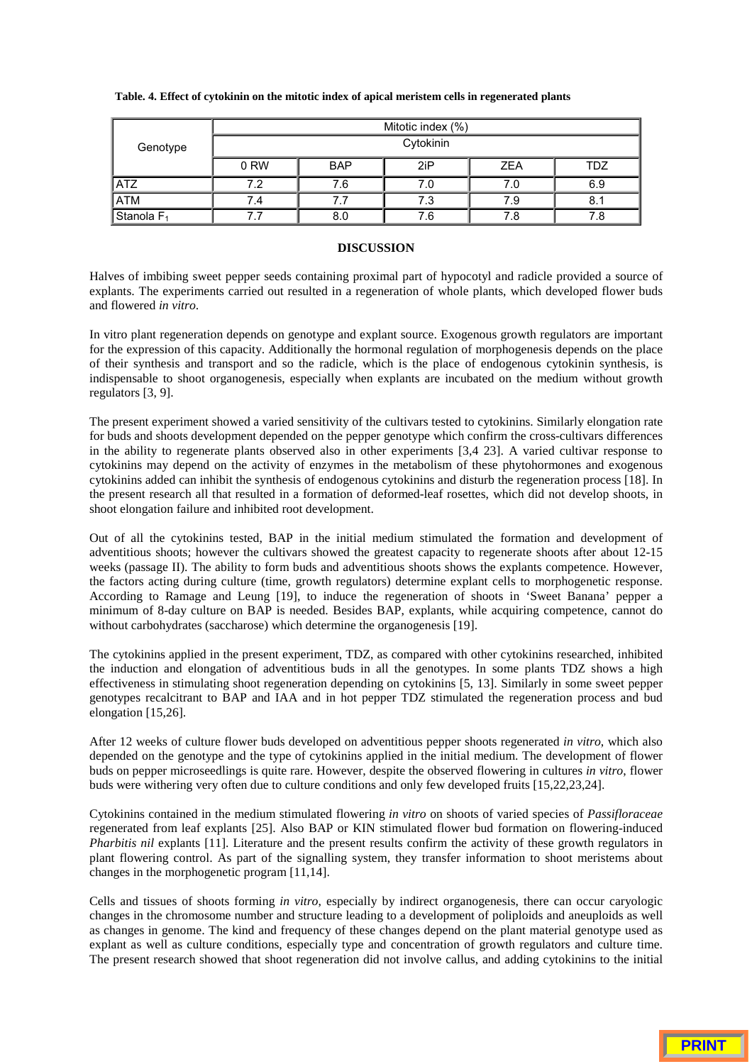**Table. 4. Effect of cytokinin on the mitotic index of apical meristem cells in regenerated plants**

| Genotype | Mitotic index (%) | | | | |
|---|---|---|---|---|---|
| | Cytokinin | | | | |
| | 0 RW | BAP | 2iP | ZEA | TDZ |
| ATZ | 7.2 | 7.6 | 7.0 | 7.0 | 6.9 |
| ATM | 7.4 | 7.7 | 7.3 | 7.9 | 8.1 |
| Stanola $F_1$ | 7.7 | 8.0 | 7.6 | 7.8 | 7.8 |

## DISCUSSION

Halves of imbibing sweet pepper seeds containing proximal part of hypocotyl and radicle provided a source of explants. The experiments carried out resulted in a regeneration of whole plants, which developed flower buds and flowered *in vitro*.

In vitro plant regeneration depends on genotype and explant source. Exogenous growth regulators are important for the expression of this capacity. Additionally the hormonal regulation of morphogenesis depends on the place of their synthesis and transport and so the radicle, which is the place of endogenous cytokinin synthesis, is indispensable to shoot organogenesis, especially when explants are incubated on the medium without growth regulators [3, 9].

The present experiment showed a varied sensitivity of the cultivars tested to cytokinins. Similarly elongation rate for buds and shoots development depended on the pepper genotype which confirm the cross-cultivars differences in the ability to regenerate plants observed also in other experiments [3,4 23]. A varied cultivar response to cytokinins may depend on the activity of enzymes in the metabolism of these phytohormones and exogenous cytokinins added can inhibit the synthesis of endogenous cytokinins and disturb the regeneration process [18]. In the present research all that resulted in a formation of deformed-leaf rosettes, which did not develop shoots, in shoot elongation failure and inhibited root development.

Out of all the cytokinins tested, BAP in the initial medium stimulated the formation and development of adventitious shoots; however the cultivars showed the greatest capacity to regenerate shoots after about 12-15 weeks (passage II). The ability to form buds and adventitious shoots shows the explants competence. However, the factors acting during culture (time, growth regulators) determine explant cells to morphogenetic response. According to Ramage and Leung [19], to induce the regeneration of shoots in 'Sweet Banana' pepper a minimum of 8-day culture on BAP is needed. Besides BAP, explants, while acquiring competence, cannot do without carbohydrates (saccharose) which determine the organogenesis [19].

The cytokinins applied in the present experiment, TDZ, as compared with other cytokinins researched, inhibited the induction and elongation of adventitious buds in all the genotypes. In some plants TDZ shows a high effectiveness in stimulating shoot regeneration depending on cytokinins [5, 13]. Similarly in some sweet pepper genotypes recalcitrant to BAP and IAA and in hot pepper TDZ stimulated the regeneration process and bud elongation [15,26].

After 12 weeks of culture flower buds developed on adventitious pepper shoots regenerated *in vitro*, which also depended on the genotype and the type of cytokinins applied in the initial medium. The development of flower buds on pepper microseedlings is quite rare. However, despite the observed flowering in cultures *in vitro*, flower buds were withering very often due to culture conditions and only few developed fruits [15,22,23,24].

Cytokinins contained in the medium stimulated flowering *in vitro* on shoots of varied species of *Passifloraceae* regenerated from leaf explants [25]. Also BAP or KIN stimulated flower bud formation on flowering-induced *Pharbitis nil* explants [11]. Literature and the present results confirm the activity of these growth regulators in plant flowering control. As part of the signalling system, they transfer information to shoot meristems about changes in the morphogenetic program [11,14].

Cells and tissues of shoots forming *in vitro*, especially by indirect organogenesis, there can occur caryologic changes in the chromosome number and structure leading to a development of poliploids and aneuploids as well as changes in genome. The kind and frequency of these changes depend on the plant material genotype used as explant as well as culture conditions, especially type and concentration of growth regulators and culture time. The present research showed that shoot regeneration did not involve callus, and adding cytokinins to the initial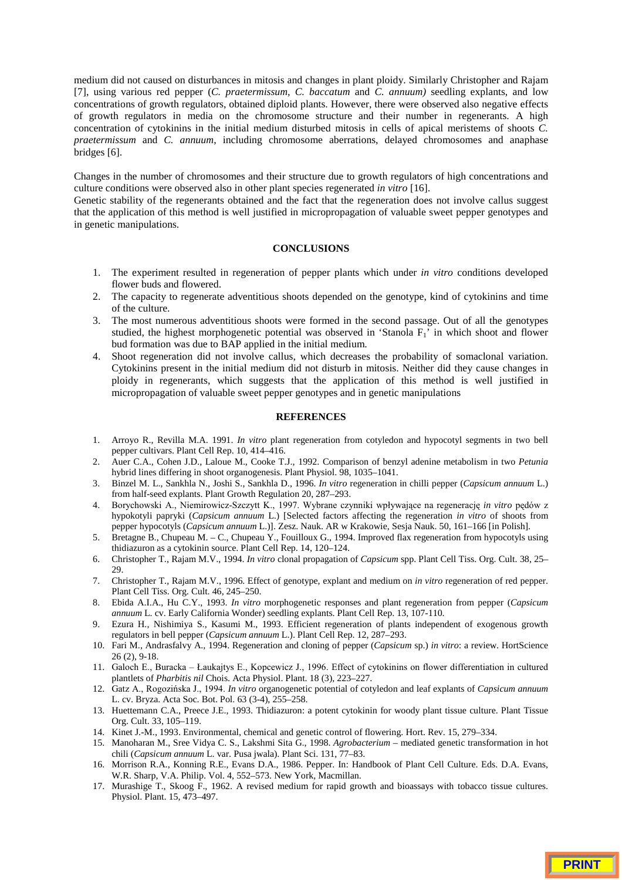medium did not caused on disturbances in mitosis and changes in plant ploidy. Similarly Christopher and Rajam [7], using various red pepper (*C. praetermissum, C. baccatum* and *C. annuum)* seedling explants, and low concentrations of growth regulators, obtained diploid plants. However, there were observed also negative effects of growth regulators in media on the chromosome structure and their number in regenerants. A high concentration of cytokinins in the initial medium disturbed mitosis in cells of apical meristems of shoots *C. praetermissum* and *C. annuum*, including chromosome aberrations, delayed chromosomes and anaphase bridges [6].

Changes in the number of chromosomes and their structure due to growth regulators of high concentrations and culture conditions were observed also in other plant species regenerated *in vitro* [16].
Genetic stability of the regenerants obtained and the fact that the regeneration does not involve callus suggest that the application of this method is well justified in micropropagation of valuable sweet pepper genotypes and in genetic manipulations.

## CONCLUSIONS

1. The experiment resulted in regeneration of pepper plants which under *in vitro* conditions developed flower buds and flowered.
2. The capacity to regenerate adventitious shoots depended on the genotype, kind of cytokinins and time of the culture.
3. The most numerous adventitious shoots were formed in the second passage. Out of all the genotypes studied, the highest morphogenetic potential was observed in 'Stanola $F_1$' in which shoot and flower bud formation was due to BAP applied in the initial medium.
4. Shoot regeneration did not involve callus, which decreases the probability of somaclonal variation. Cytokinins present in the initial medium did not disturb in mitosis. Neither did they cause changes in ploidy in regenerants, which suggests that the application of this method is well justified in micropropagation of valuable sweet pepper genotypes and in genetic manipulations

## REFERENCES

1. Arroyo R., Revilla M.A. 1991. *In vitro* plant regeneration from cotyledon and hypocotyl segments in two bell pepper cultivars. Plant Cell Rep. 10, 414–416.
2. Auer C.A., Cohen J.D., Laloue M., Cooke T.J., 1992. Comparison of benzyl adenine metabolism in two *Petunia* hybrid lines differing in shoot organogenesis. Plant Physiol. 98, 1035–1041.
3. Binzel M. L., Sankhla N., Joshi S., Sankhla D., 1996. *In vitro* regeneration in chilli pepper (*Capsicum annuum* L.) from half-seed explants. Plant Growth Regulation 20, 287–293.
4. Borychowski A., Niemirowicz-Szczytt K., 1997. Wybrane czynniki wpływające na regenerację *in vitro* pędów z hypokotyli papryki (*Capsicum annuum* L.) [Selected factors affecting the regeneration *in vitro* of shoots from pepper hypocotyls (*Capsicum annuum* L.)]. Zesz. Nauk. AR w Krakowie, Sesja Nauk. 50, 161–166 [in Polish].
5. Bretagne B., Chupeau M. – C., Chupeau Y., Fouilloux G., 1994. Improved flax regeneration from hypocotyls using thidiazuron as a cytokinin source. Plant Cell Rep. 14, 120–124.
6. Christopher T., Rajam M.V., 1994. *In vitro* clonal propagation of *Capsicum* spp. Plant Cell Tiss. Org. Cult. 38, 25–29.
7. Christopher T., Rajam M.V., 1996. Effect of genotype, explant and medium on *in vitro* regeneration of red pepper. Plant Cell Tiss. Org. Cult. 46, 245–250.
8. Ebida A.I.A., Hu C.Y., 1993. *In vitro* morphogenetic responses and plant regeneration from pepper (*Capsicum annuum* L. cv. Early California Wonder) seedling explants. Plant Cell Rep. 13, 107-110.
9. Ezura H., Nishimiya S., Kasumi M., 1993. Efficient regeneration of plants independent of exogenous growth regulators in bell pepper (*Capsicum annuum* L.). Plant Cell Rep. 12, 287–293.
10. Fari M., Andrasfalvy A., 1994. Regeneration and cloning of pepper (*Capsicum* sp.) *in vitro*: a review. HortScience 26 (2), 9-18.
11. Galoch E., Buracka – Łaukajtys E., Kopcewicz J., 1996. Effect of cytokinins on flower differentiation in cultured plantlets of *Pharbitis nil* Chois. Acta Physiol. Plant. 18 (3), 223–227.
12. Gatz A., Rogozińska J., 1994. *In vitro* organogenetic potential of cotyledon and leaf explants of *Capsicum annuum* L. cv. Bryza. Acta Soc. Bot. Pol. 63 (3-4), 255–258.
13. Huettemann C.A., Preece J.E., 1993. Thidiazuron: a potent cytokinin for woody plant tissue culture. Plant Tissue Org. Cult. 33, 105–119.
14. Kinet J.-M., 1993. Environmental, chemical and genetic control of flowering. Hort. Rev. 15, 279–334.
15. Manoharan M., Sree Vidya C. S., Lakshmi Sita G., 1998. *Agrobacterium* – mediated genetic transformation in hot chili (*Capsicum annuum* L. var. Pusa jwala). Plant Sci. 131, 77–83.
16. Morrison R.A., Konning R.E., Evans D.A., 1986. Pepper. In: Handbook of Plant Cell Culture. Eds. D.A. Evans, W.R. Sharp, V.A. Philip. Vol. 4, 552–573. New York, Macmillan.
17. Murashige T., Skoog F., 1962. A revised medium for rapid growth and bioassays with tobacco tissue cultures. Physiol. Plant. 15, 473–497.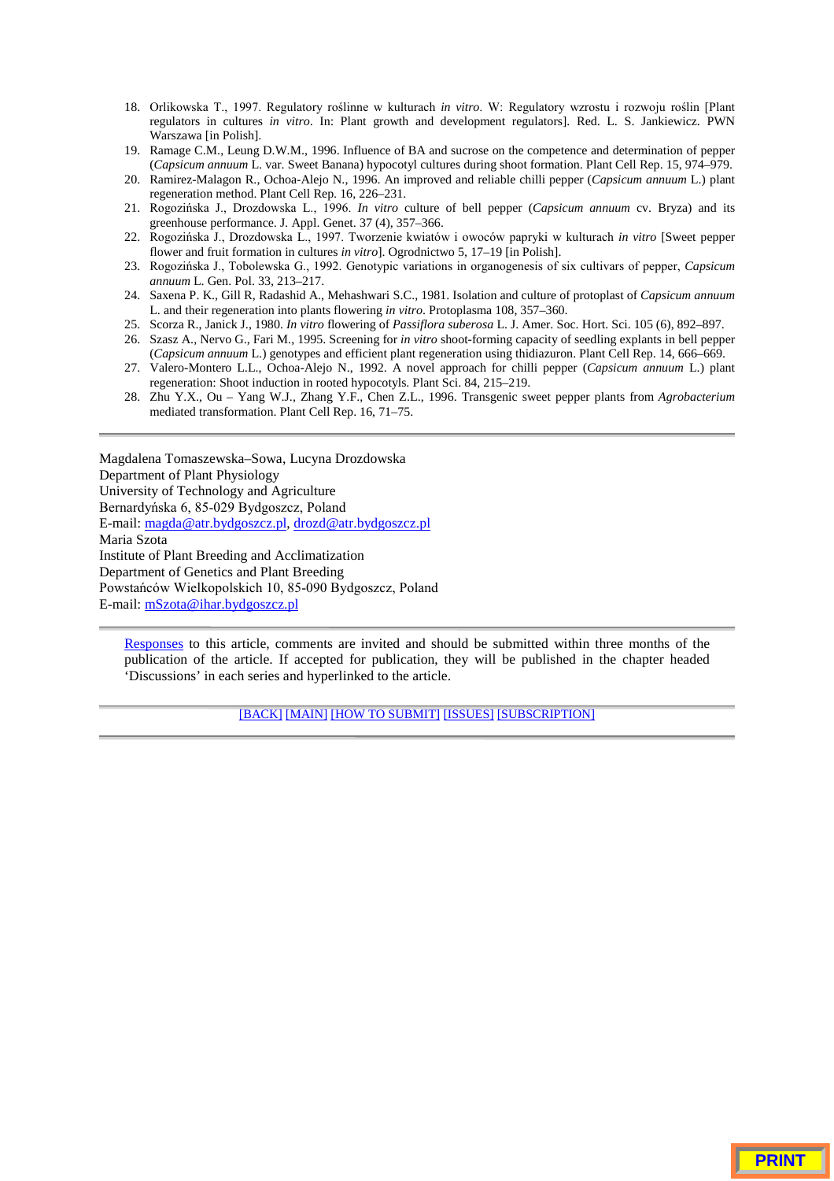18. Orlikowska T., 1997. Regulatory roślinne w kulturach *in vitro*. W: Regulatory wzrostu i rozwoju roślin [Plant regulators in cultures *in vitro*. In: Plant growth and development regulators]. Red. L. S. Jankiewicz. PWN Warszawa [in Polish].
19. Ramage C.M., Leung D.W.M., 1996. Influence of BA and sucrose on the competence and determination of pepper (*Capsicum annuum* L. var. Sweet Banana) hypocotyl cultures during shoot formation. Plant Cell Rep. 15, 974–979.
20. Ramirez-Malagon R., Ochoa-Alejo N., 1996. An improved and reliable chilli pepper (*Capsicum annuum* L.) plant regeneration method. Plant Cell Rep. 16, 226–231.
21. Rogozińska J., Drozdowska L., 1996. *In vitro* culture of bell pepper (*Capsicum annuum* cv. Bryza) and its greenhouse performance. J. Appl. Genet. 37 (4), 357–366.
22. Rogozińska J., Drozdowska L., 1997. Tworzenie kwiatów i owoców papryki w kulturach *in vitro* [Sweet pepper flower and fruit formation in cultures *in vitro*]. Ogrodnictwo 5, 17–19 [in Polish].
23. Rogozińska J., Tobolewska G., 1992. Genotypic variations in organogenesis of six cultivars of pepper, *Capsicum annuum* L. Gen. Pol. 33, 213–217.
24. Saxena P. K., Gill R, Radashid A., Mehashwari S.C., 1981. Isolation and culture of protoplast of *Capsicum annuum* L. and their regeneration into plants flowering *in vitro*. Protoplasma 108, 357–360.
25. Scorza R., Janick J., 1980. *In vitro* flowering of *Passiflora suberosa* L. J. Amer. Soc. Hort. Sci. 105 (6), 892–897.
26. Szasz A., Nervo G., Fari M., 1995. Screening for *in vitro* shoot-forming capacity of seedling explants in bell pepper (*Capsicum annuum* L.) genotypes and efficient plant regeneration using thidiazuron. Plant Cell Rep. 14, 666–669.
27. Valero-Montero L.L., Ochoa-Alejo N., 1992. A novel approach for chilli pepper (*Capsicum annuum* L.) plant regeneration: Shoot induction in rooted hypocotyls. Plant Sci. 84, 215–219.
28. Zhu Y.X., Ou – Yang W.J., Zhang Y.F., Chen Z.L., 1996. Transgenic sweet pepper plants from *Agrobacterium* mediated transformation. Plant Cell Rep. 16, 71–75.

---

Magdalena Tomaszewska–Sowa, Lucyna Drozdowska
Department of Plant Physiology
University of Technology and Agriculture
Bernardyńska 6, 85-029 Bydgoszcz, Poland
E-mail: magda@atr.bydgoszcz.pl, drozd@atr.bydgoszcz.pl
Maria Szota
Institute of Plant Breeding and Acclimatization
Department of Genetics and Plant Breeding
Powstańców Wielkopolskich 10, 85-090 Bydgoszcz, Poland
E-mail: mSzota@ihar.bydgoszcz.pl

---

Responses to this article, comments are invited and should be submitted within three months of the publication of the article. If accepted for publication, they will be published in the chapter headed 'Discussions' in each series and hyperlinked to the article.

---

[BACK] [MAIN] [HOW TO SUBMIT] [ISSUES] [SUBSCRIPTION]

PRINT